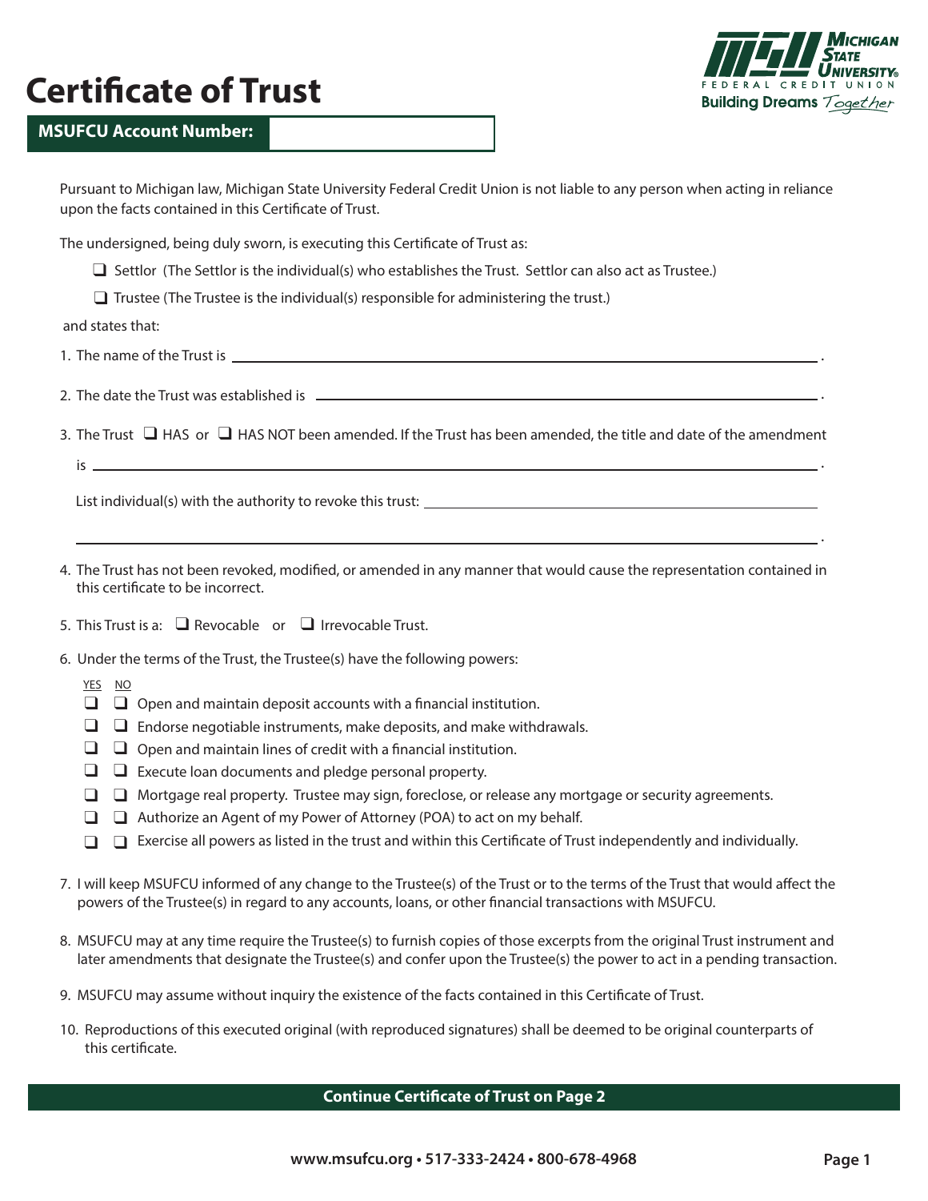# Certificate of Trust

**MSUFCU Account Number:** ____________________

Pursuant to Michigan law, Michigan State University Federal Credit Union is not liable to any person when acting in reliance upon the facts contained in this Certificate of Trust.

The undersigned, being duly sworn, is executing this Certificate of Trust as:

- ❑ Settlor (The Settlor is the individual(s) who establishes the Trust. Settlor can also act as Trustee.)
- ❑ Trustee (The Trustee is the individual(s) responsible for administering the trust.)

and states that:

1. The name of the Trust is ______________________________________________.

2. The date the Trust was established is ______________________________________________.

3. The Trust ❑ HAS or ❑ HAS NOT been amended. If the Trust has been amended, the title and date of the amendment is ______________________________________________.

   List individual(s) with the authority to revoke this trust: ______________________________________________

   ______________________________________________.

4. The Trust has not been revoked, modified, or amended in any manner that would cause the representation contained in this certificate to be incorrect.

5. This Trust is a: ❑ Revocable or ❑ Irrevocable Trust.

6. Under the terms of the Trust, the Trustee(s) have the following powers:

| YES | NO | |
|---|---|---|
| ❑ | ❑ | Open and maintain deposit accounts with a financial institution. |
| ❑ | ❑ | Endorse negotiable instruments, make deposits, and make withdrawals. |
| ❑ | ❑ | Open and maintain lines of credit with a financial institution. |
| ❑ | ❑ | Execute loan documents and pledge personal property. |
| ❑ | ❑ | Mortgage real property. Trustee may sign, foreclose, or release any mortgage or security agreements. |
| ❑ | ❑ | Authorize an Agent of my Power of Attorney (POA) to act on my behalf. |
| ❑ | ❑ | Exercise all powers as listed in the trust and within this Certificate of Trust independently and individually. |

7. I will keep MSUFCU informed of any change to the Trustee(s) of the Trust or to the terms of the Trust that would affect the powers of the Trustee(s) in regard to any accounts, loans, or other financial transactions with MSUFCU.

8. MSUFCU may at any time require the Trustee(s) to furnish copies of those excerpts from the original Trust instrument and later amendments that designate the Trustee(s) and confer upon the Trustee(s) the power to act in a pending transaction.

9. MSUFCU may assume without inquiry the existence of the facts contained in this Certificate of Trust.

10. Reproductions of this executed original (with reproduced signatures) shall be deemed to be original counterparts of this certificate.

**Continue Certificate of Trust on Page 2**

**www.msufcu.org • 517-333-2424 • 800-678-4968**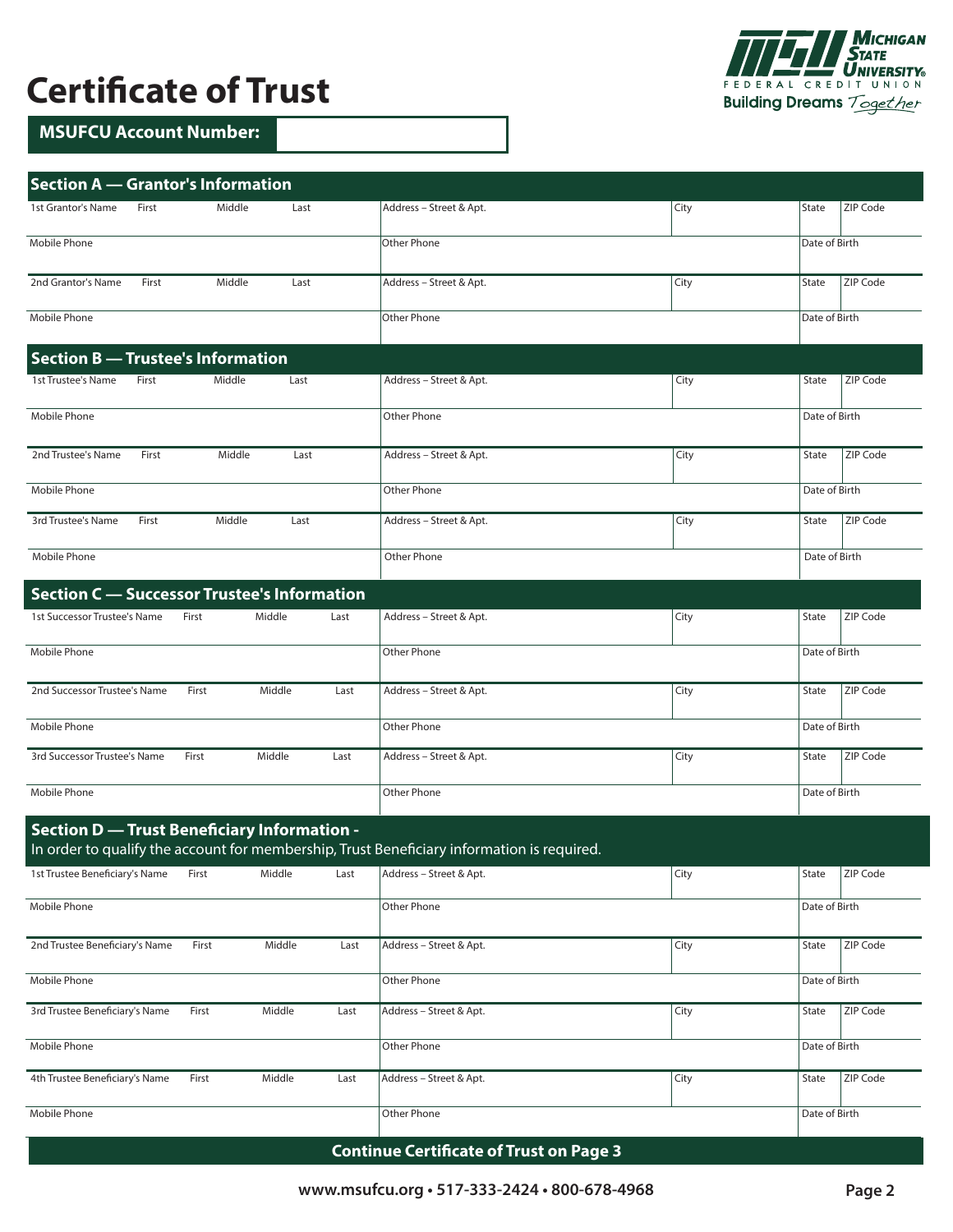# Certificate of Trust

**MSUFCU Account Number:**

## Section A — Grantor's Information

| 1st Grantor's Name First | Middle | Last | Address – Street & Apt. | City | State | ZIP Code |
|---|---|---|---|---|---|---|
| Mobile Phone | | | Other Phone | | Date of Birth | |
| **2nd Grantor's Name** First | Middle | Last | Address – Street & Apt. | City | State | ZIP Code |
| Mobile Phone | | | Other Phone | | Date of Birth | |

## Section B — Trustee's Information

| 1st Trustee's Name First | Middle | Last | Address – Street & Apt. | City | State | ZIP Code |
|---|---|---|---|---|---|---|
| Mobile Phone | | | Other Phone | | Date of Birth | |
| **2nd Trustee's Name** First | Middle | Last | Address – Street & Apt. | City | State | ZIP Code |
| Mobile Phone | | | Other Phone | | Date of Birth | |
| **3rd Trustee's Name** First | Middle | Last | Address – Street & Apt. | City | State | ZIP Code |
| Mobile Phone | | | Other Phone | | Date of Birth | |

## Section C — Successor Trustee's Information

| 1st Successor Trustee's Name First | Middle | Last | Address – Street & Apt. | City | State | ZIP Code |
|---|---|---|---|---|---|---|
| Mobile Phone | | | Other Phone | | Date of Birth | |
| **2nd Successor Trustee's Name** First | Middle | Last | Address – Street & Apt. | City | State | ZIP Code |
| Mobile Phone | | | Other Phone | | Date of Birth | |
| **3rd Successor Trustee's Name** First | Middle | Last | Address – Street & Apt. | City | State | ZIP Code |
| Mobile Phone | | | Other Phone | | Date of Birth | |

## Section D — Trust Beneficiary Information -

In order to qualify the account for membership, Trust Beneficiary information is required.

| 1st Trustee Beneficiary's Name First | Middle | Last | Address – Street & Apt. | City | State | ZIP Code |
|---|---|---|---|---|---|---|
| Mobile Phone | | | Other Phone | | Date of Birth | |
| **2nd Trustee Beneficiary's Name** First | Middle | Last | Address – Street & Apt. | City | State | ZIP Code |
| Mobile Phone | | | Other Phone | | Date of Birth | |
| **3rd Trustee Beneficiary's Name** First | Middle | Last | Address – Street & Apt. | City | State | ZIP Code |
| Mobile Phone | | | Other Phone | | Date of Birth | |
| **4th Trustee Beneficiary's Name** First | Middle | Last | Address – Street & Apt. | City | State | ZIP Code |
| Mobile Phone | | | Other Phone | | Date of Birth | |

**Continue Certificate of Trust on Page 3**

**www.msufcu.org • 517-333-2424 • 800-678-4968**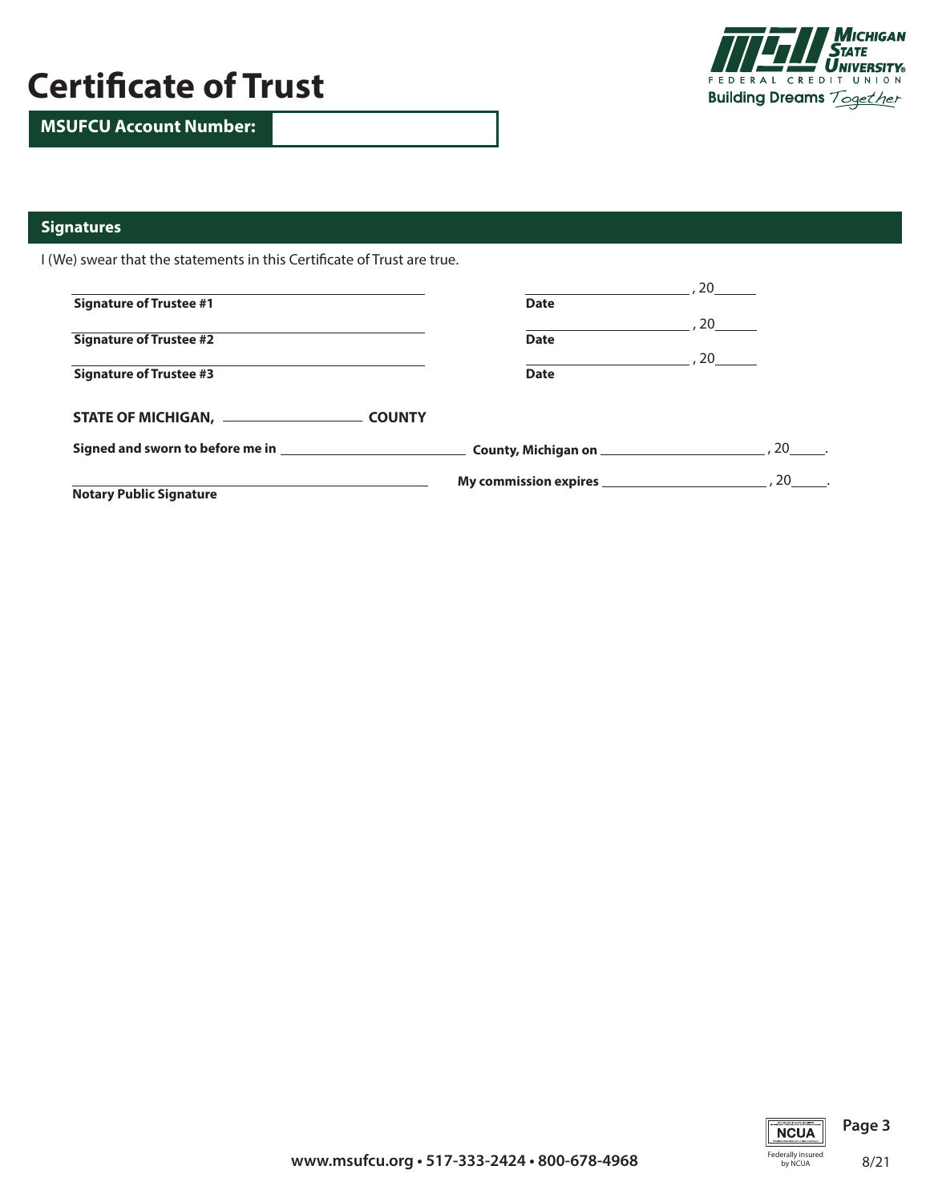# Certificate of Trust

**MSUFCU Account Number:** ____________________

## Signatures

I (We) swear that the statements in this Certificate of Trust are true.

| | |
|---|---|
| ______________________________ **Signature of Trustee #1** | ______________, 20____ **Date** |
| ______________________________ **Signature of Trustee #2** | ______________, 20____ **Date** |
| ______________________________ **Signature of Trustee #3** | ______________, 20____ **Date** |

**STATE OF MICHIGAN,** ______________ **COUNTY**

**Signed and sworn to before me in** ____________________ **County, Michigan on** ____________________, 20____.

______________________________ **My commission expires** ____________________, 20____.

**Notary Public Signature**

www.msufcu.org • 517-333-2424 • 800-678-4968

Federally insured by NCUA

8/21